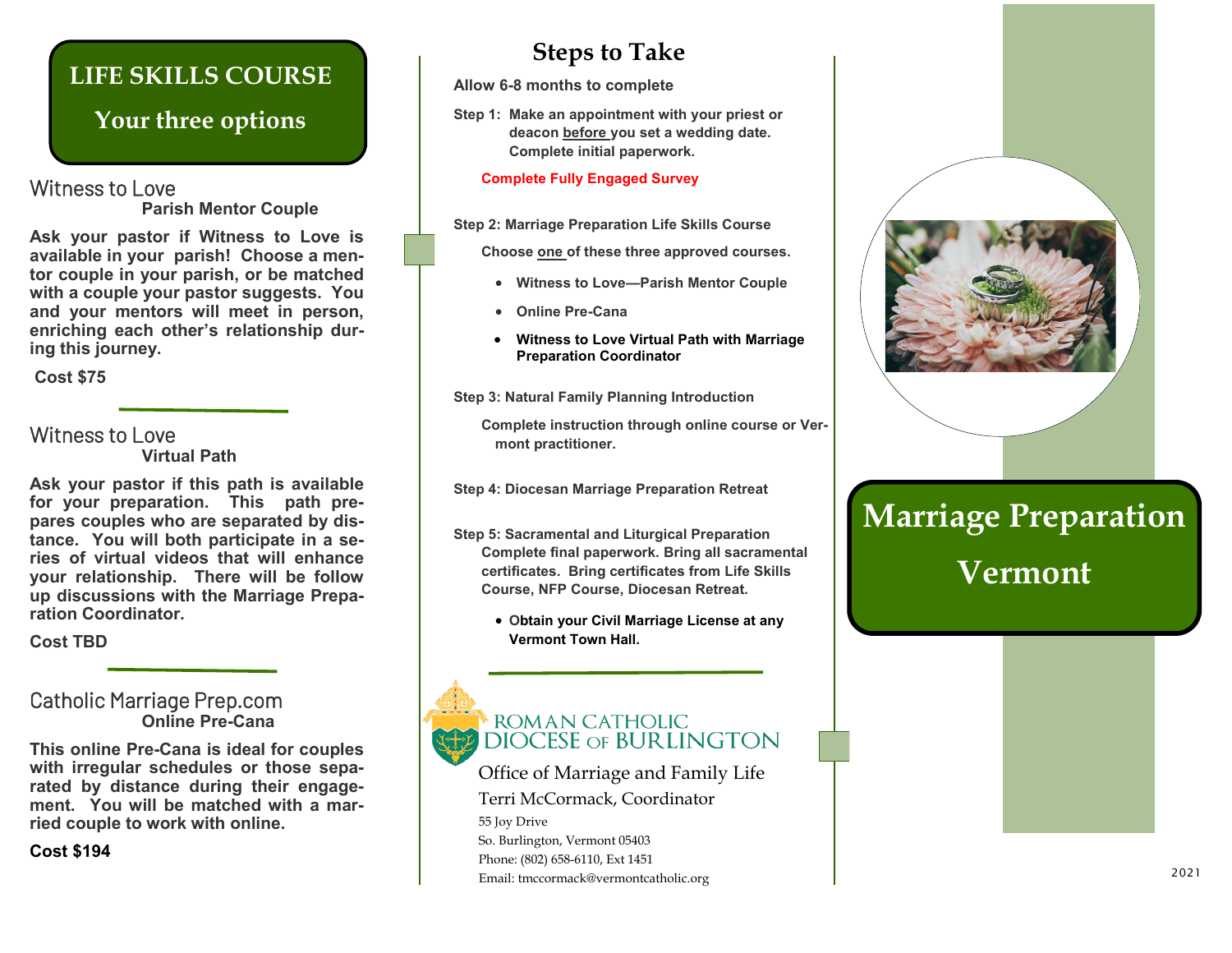# LIFE SKILLS COURSE

## Your three options

### Witness to Love

**Parish Mentor Couple**

**Ask your pastor if Witness to Love is available in your parish! Choose a mentor couple in your parish, or be matched with a couple your pastor suggests. You and your mentors will meet in person, enriching each other's relationship during this journey.**

**Cost $75**

### Witness to Love

**Virtual Path**

**Ask your pastor if this path is available for your preparation. This path prepares couples who are separated by distance. You will both participate in a series of virtual videos that will enhance your relationship. There will be follow up discussions with the Marriage Preparation Coordinator.**

**Cost TBD**

### Catholic Marriage Prep.com

**Online Pre-Cana**

**This online Pre-Cana is ideal for couples with irregular schedules or those separated by distance during their engagement. You will be matched with a married couple to work with online.**

**Cost $194**

# Steps to Take

**Allow 6-8 months to complete**

**Step 1: Make an appointment with your priest or deacon before you set a wedding date. Complete initial paperwork.**

**Complete Fully Engaged Survey**

**Step 2: Marriage Preparation Life Skills Course**

**Choose one of these three approved courses.**

- **Witness to Love—Parish Mentor Couple**
- **Online Pre-Cana**
- **Witness to Love Virtual Path with Marriage Preparation Coordinator**

**Step 3: Natural Family Planning Introduction**

**Complete instruction through online course or Vermont practitioner.**

**Step 4: Diocesan Marriage Preparation Retreat**

**Step 5: Sacramental and Liturgical Preparation**
**Complete final paperwork. Bring all sacramental certificates. Bring certificates from Life Skills Course, NFP Course, Diocesan Retreat.**

- **Obtain your Civil Marriage License at any Vermont Town Hall.**

ROMAN CATHOLIC
DIOCESE OF BURLINGTON

Office of Marriage and Family Life

Terri McCormack, Coordinator

55 Joy Drive
So. Burlington, Vermont 05403
Phone: (802) 658-6110, Ext 1451
Email: tmccormack@vermontcatholic.org

# Marriage Preparation

# Vermont

2021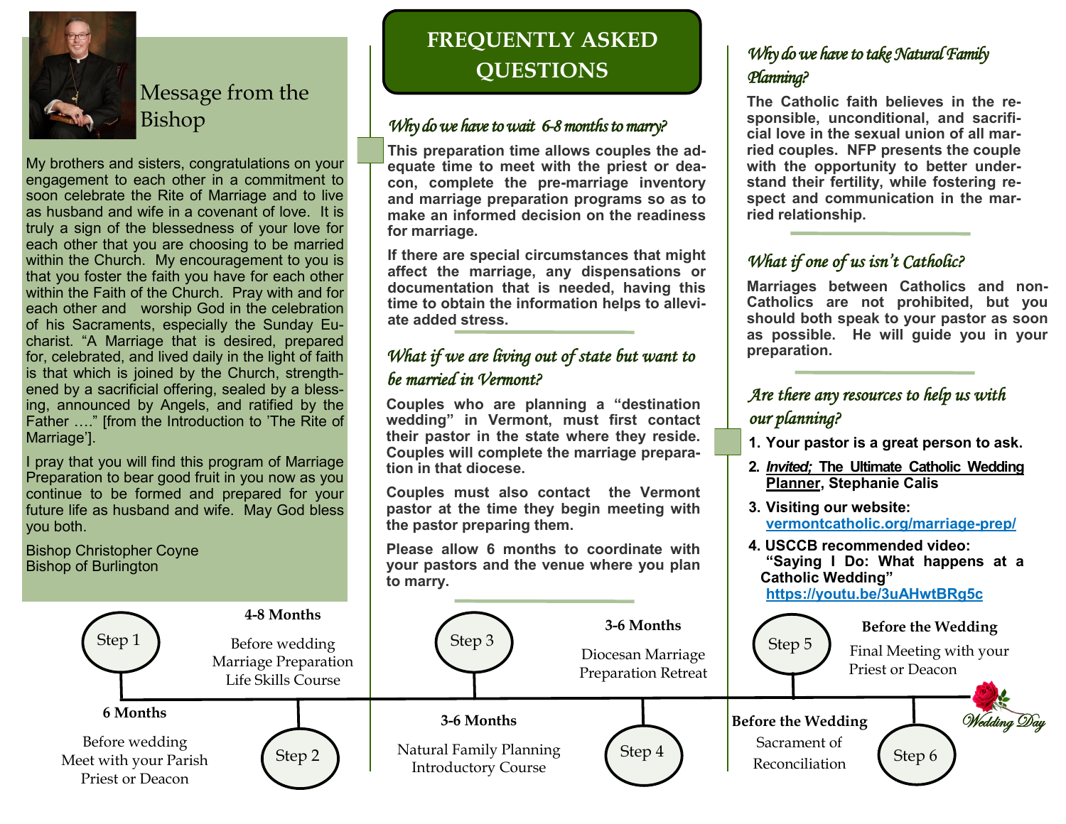## Message from the Bishop

My brothers and sisters, congratulations on your engagement to each other in a commitment to soon celebrate the Rite of Marriage and to live as husband and wife in a covenant of love. It is truly a sign of the blessedness of your love for each other that you are choosing to be married within the Church. My encouragement to you is that you foster the faith you have for each other within the Faith of the Church. Pray with and for each other and worship God in the celebration of his Sacraments, especially the Sunday Eucharist. "A Marriage that is desired, prepared for, celebrated, and lived daily in the light of faith is that which is joined by the Church, strengthened by a sacrificial offering, sealed by a blessing, announced by Angels, and ratified by the Father …." [from the Introduction to 'The Rite of Marriage'].

I pray that you will find this program of Marriage Preparation to bear good fruit in you now as you continue to be formed and prepared for your future life as husband and wife. May God bless you both.

Bishop Christopher Coyne
Bishop of Burlington

# FREQUENTLY ASKED QUESTIONS

### *Why do we have to wait 6-8 months to marry?*

**This preparation time allows couples the adequate time to meet with the priest or deacon, complete the pre-marriage inventory and marriage preparation programs so as to make an informed decision on the readiness for marriage.**

**If there are special circumstances that might affect the marriage, any dispensations or documentation that is needed, having this time to obtain the information helps to alleviate added stress.**

### *What if we are living out of state but want to be married in Vermont?*

**Couples who are planning a "destination wedding" in Vermont, must first contact their pastor in the state where they reside. Couples will complete the marriage preparation in that diocese.**

**Couples must also contact the Vermont pastor at the time they begin meeting with the pastor preparing them.**

**Please allow 6 months to coordinate with your pastors and the venue where you plan to marry.**

### *Why do we have to take Natural Family Planning?*

**The Catholic faith believes in the responsible, unconditional, and sacrificial love in the sexual union of all married couples. NFP presents the couple with the opportunity to better understand their fertility, while fostering respect and communication in the married relationship.**

### *What if one of us isn't Catholic?*

**Marriages between Catholics and non-Catholics are not prohibited, but you should both speak to your pastor as soon as possible. He will guide you in your preparation.**

### *Are there any resources to help us with our planning?*

1. **Your pastor is a great person to ask.**
2. ***Invited;* The Ultimate Catholic Wedding Planner, Stephanie Calis**
3. **Visiting our website: vermontcatholic.org/marriage-prep/**
4. **USCCB recommended video: "Saying I Do: What happens at a Catholic Wedding" https://youtu.be/3uAHwtBRg5c**

---

**Step 1** — **6 Months** Before wedding: Meet with your Parish Priest or Deacon

**Step 2** — **4-8 Months** Before wedding: Marriage Preparation Life Skills Course

**Step 3** — **3-6 Months**: Natural Family Planning Introductory Course

**Step 4** — **3-6 Months**: Diocesan Marriage Preparation Retreat

**Step 5** — **Before the Wedding**: Sacrament of Reconciliation

**Step 6** — **Before the Wedding**: Final Meeting with your Priest or Deacon

Wedding Day